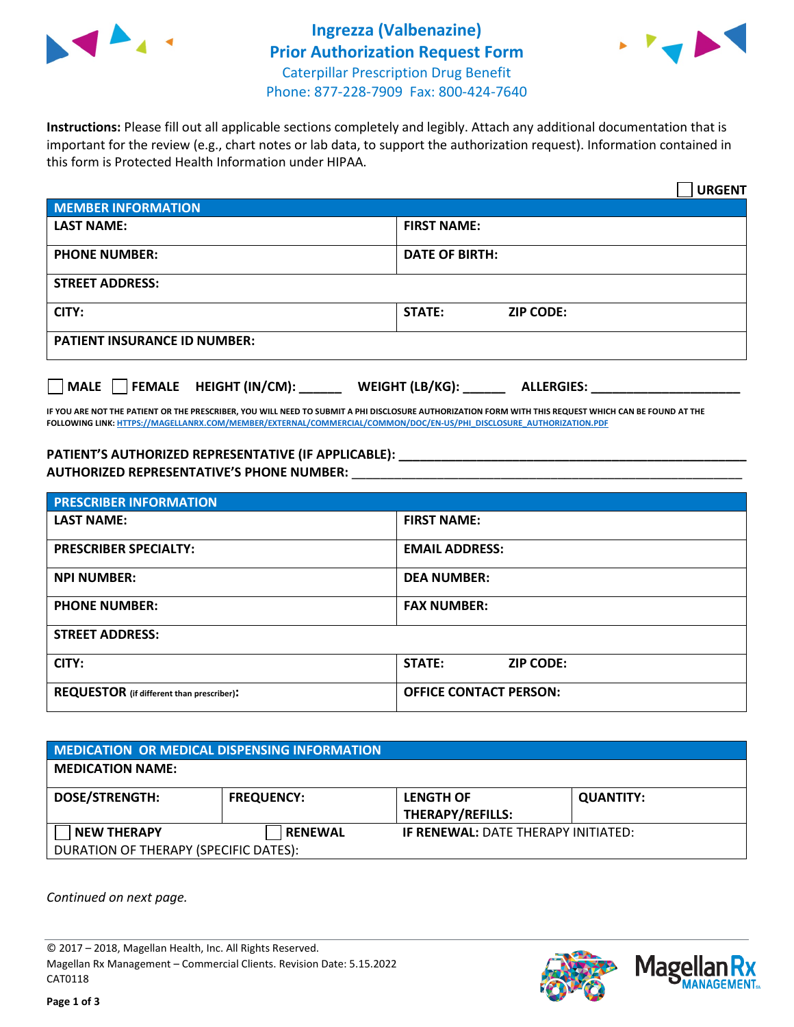# Ingrezza (Valbenazine) Prior Authorization Request Form

Caterpillar Prescription Drug Benefit
Phone: 877-228-7909 Fax: 800-424-7640

**Instructions:** Please fill out all applicable sections completely and legibly. Attach any additional documentation that is important for the review (e.g., chart notes or lab data, to support the authorization request). Information contained in this form is Protected Health Information under HIPAA.

☐ **URGENT**

| **MEMBER INFORMATION** | |
|---|---|
| **LAST NAME:** | **FIRST NAME:** |
| **PHONE NUMBER:** | **DATE OF BIRTH:** |
| **STREET ADDRESS:** | |
| **CITY:** | **STATE:** **ZIP CODE:** |
| **PATIENT INSURANCE ID NUMBER:** | |

☐ **MALE** ☐ **FEMALE** **HEIGHT (IN/CM):** ______ **WEIGHT (LB/KG):** ______ **ALLERGIES:** ____________________

**IF YOU ARE NOT THE PATIENT OR THE PRESCRIBER, YOU WILL NEED TO SUBMIT A PHI DISCLOSURE AUTHORIZATION FORM WITH THIS REQUEST WHICH CAN BE FOUND AT THE FOLLOWING LINK: HTTPS://MAGELLANRX.COM/MEMBER/EXTERNAL/COMMERCIAL/COMMON/DOC/EN-US/PHI_DISCLOSURE_AUTHORIZATION.PDF**

**PATIENT'S AUTHORIZED REPRESENTATIVE (IF APPLICABLE):** ____________________________________________
**AUTHORIZED REPRESENTATIVE'S PHONE NUMBER:** ____________________________________________

| **PRESCRIBER INFORMATION** | |
|---|---|
| **LAST NAME:** | **FIRST NAME:** |
| **PRESCRIBER SPECIALTY:** | **EMAIL ADDRESS:** |
| **NPI NUMBER:** | **DEA NUMBER:** |
| **PHONE NUMBER:** | **FAX NUMBER:** |
| **STREET ADDRESS:** | |
| **CITY:** | **STATE:** **ZIP CODE:** |
| **REQUESTOR** (if different than prescriber)**:** | **OFFICE CONTACT PERSON:** |

| **MEDICATION OR MEDICAL DISPENSING INFORMATION** | | | |
|---|---|---|---|
| **MEDICATION NAME:** | | | |
| **DOSE/STRENGTH:** | **FREQUENCY:** | **LENGTH OF THERAPY/REFILLS:** | **QUANTITY:** |
| ☐ **NEW THERAPY** | ☐ **RENEWAL** | **IF RENEWAL:** DATE THERAPY INITIATED: | |
| DURATION OF THERAPY (SPECIFIC DATES): | | | |

*Continued on next page.*

© 2017 – 2018, Magellan Health, Inc. All Rights Reserved.
Magellan Rx Management – Commercial Clients. Revision Date: 5.15.2022
CAT0118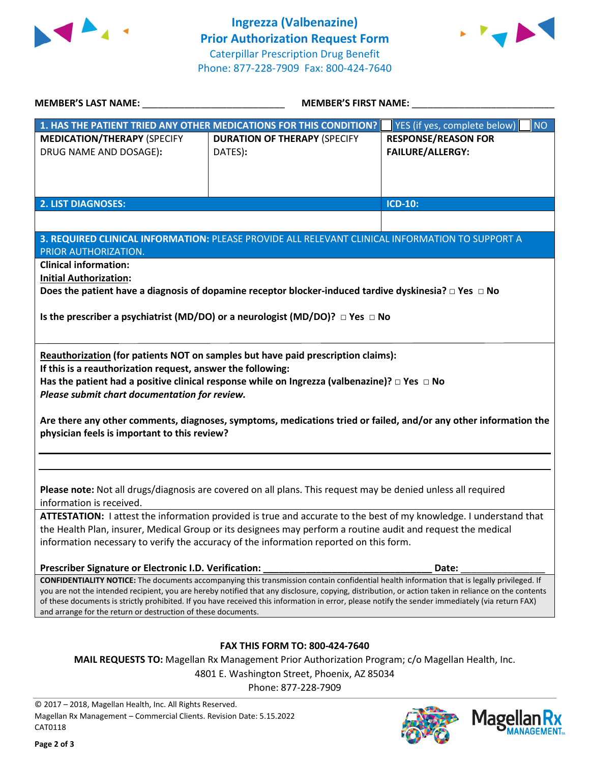# Ingrezza (Valbenazine) Prior Authorization Request Form

Caterpillar Prescription Drug Benefit
Phone: 877-228-7909 Fax: 800-424-7640

**MEMBER'S LAST NAME:** ___________________________ **MEMBER'S FIRST NAME:** ___________________________

| **1. HAS THE PATIENT TRIED ANY OTHER MEDICATIONS FOR THIS CONDITION?** | | ☐ YES (if yes, complete below) ☐ NO |
|---|---|---|
| **MEDICATION/THERAPY** (SPECIFY DRUG NAME AND DOSAGE): | **DURATION OF THERAPY** (SPECIFY DATES): | **RESPONSE/REASON FOR FAILURE/ALLERGY:** |
| | | |

| **2. LIST DIAGNOSES:** | **ICD-10:** |
|---|---|
| | |

**3. REQUIRED CLINICAL INFORMATION:** PLEASE PROVIDE ALL RELEVANT CLINICAL INFORMATION TO SUPPORT A PRIOR AUTHORIZATION.

**Clinical information:**

**Initial Authorization:**

**Does the patient have a diagnosis of dopamine receptor blocker-induced tardive dyskinesia? □ Yes □ No**

**Is the prescriber a psychiatrist (MD/DO) or a neurologist (MD/DO)? □ Yes □ No**

**Reauthorization (for patients NOT on samples but have paid prescription claims):**
**If this is a reauthorization request, answer the following:**
**Has the patient had a positive clinical response while on Ingrezza (valbenazine)? □ Yes □ No**
***Please submit chart documentation for review.***

**Are there any other comments, diagnoses, symptoms, medications tried or failed, and/or any other information the physician feels is important to this review?**

___________________________________________________________________________

___________________________________________________________________________

**Please note:** Not all drugs/diagnosis are covered on all plans. This request may be denied unless all required information is received.

**ATTESTATION:** I attest the information provided is true and accurate to the best of my knowledge. I understand that the Health Plan, insurer, Medical Group or its designees may perform a routine audit and request the medical information necessary to verify the accuracy of the information reported on this form.

**Prescriber Signature or Electronic I.D. Verification:** ________________________________ **Date:** ________________

**CONFIDENTIALITY NOTICE:** The documents accompanying this transmission contain confidential health information that is legally privileged. If you are not the intended recipient, you are hereby notified that any disclosure, copying, distribution, or action taken in reliance on the contents of these documents is strictly prohibited. If you have received this information in error, please notify the sender immediately (via return FAX) and arrange for the return or destruction of these documents.

**FAX THIS FORM TO: 800-424-7640**

**MAIL REQUESTS TO:** Magellan Rx Management Prior Authorization Program; c/o Magellan Health, Inc.
4801 E. Washington Street, Phoenix, AZ 85034
Phone: 877-228-7909

© 2017 – 2018, Magellan Health, Inc. All Rights Reserved.
Magellan Rx Management – Commercial Clients. Revision Date: 5.15.2022
CAT0118